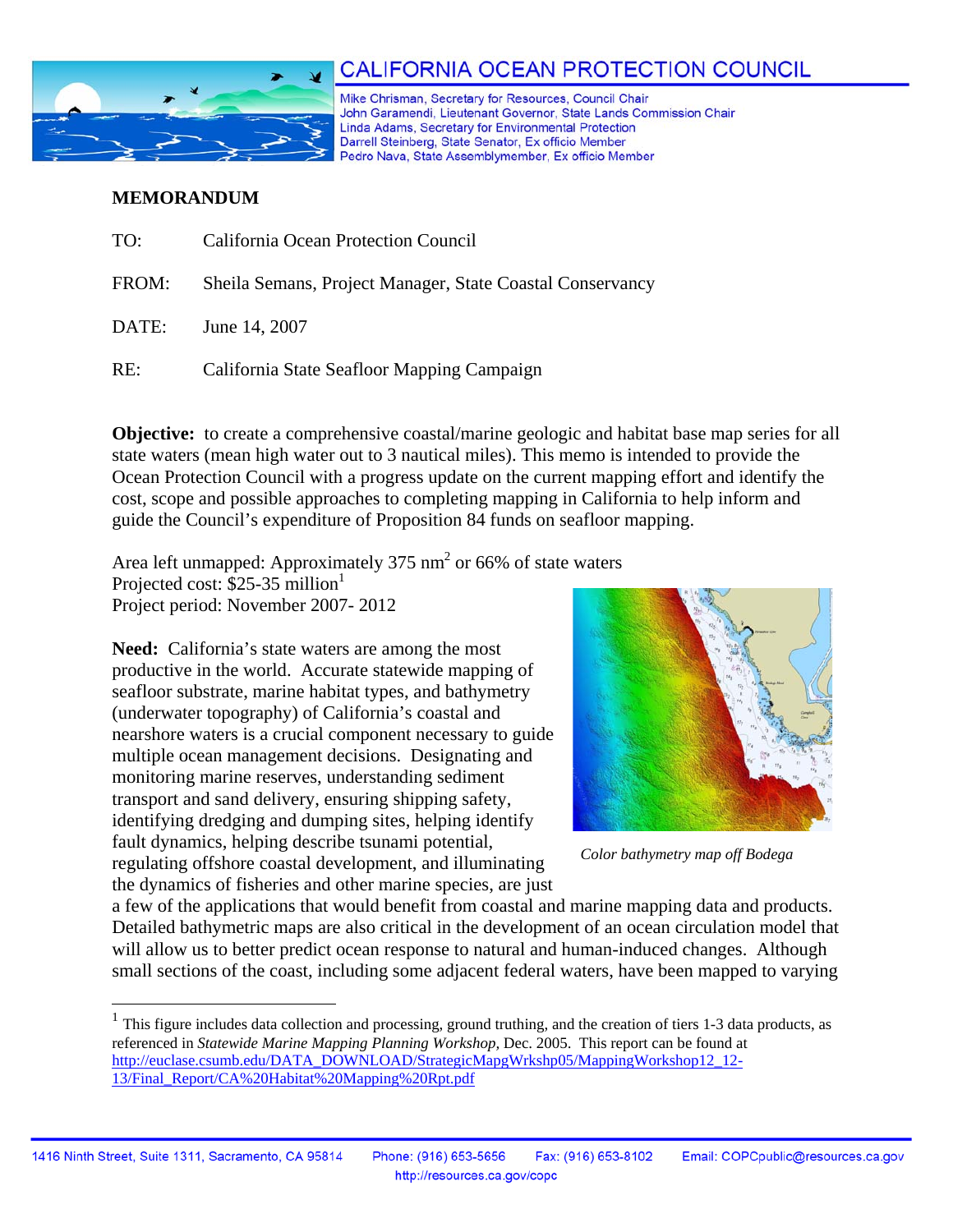# CALIFORNIA OCEAN PROTECTION COUNCIL

Mike Chrisman, Secretary for Resources, Council Chair
John Garamendi, Lieutenant Governor, State Lands Commission Chair
Linda Adams, Secretary for Environmental Protection
Darrell Steinberg, State Senator, Ex officio Member
Pedro Nava, State Assemblymember, Ex officio Member

**MEMORANDUM**

TO: California Ocean Protection Council

FROM: Sheila Semans, Project Manager, State Coastal Conservancy

DATE: June 14, 2007

RE: California State Seafloor Mapping Campaign

**Objective:** to create a comprehensive coastal/marine geologic and habitat base map series for all state waters (mean high water out to 3 nautical miles). This memo is intended to provide the Ocean Protection Council with a progress update on the current mapping effort and identify the cost, scope and possible approaches to completing mapping in California to help inform and guide the Council's expenditure of Proposition 84 funds on seafloor mapping.

Area left unmapped: Approximately 375 $nm^2$ or 66% of state waters
Projected cost: $25-35 million[1]
Project period: November 2007- 2012

*Color bathymetry map off Bodega*

**Need:** California's state waters are among the most productive in the world. Accurate statewide mapping of seafloor substrate, marine habitat types, and bathymetry (underwater topography) of California's coastal and nearshore waters is a crucial component necessary to guide multiple ocean management decisions. Designating and monitoring marine reserves, understanding sediment transport and sand delivery, ensuring shipping safety, identifying dredging and dumping sites, helping identify fault dynamics, helping describe tsunami potential, regulating offshore coastal development, and illuminating the dynamics of fisheries and other marine species, are just a few of the applications that would benefit from coastal and marine mapping data and products. Detailed bathymetric maps are also critical in the development of an ocean circulation model that will allow us to better predict ocean response to natural and human-induced changes. Although small sections of the coast, including some adjacent federal waters, have been mapped to varying

---

[1] This figure includes data collection and processing, ground truthing, and the creation of tiers 1-3 data products, as referenced in *Statewide Marine Mapping Planning Workshop,* Dec. 2005. This report can be found at http://euclase.csumb.edu/DATA_DOWNLOAD/StrategicMapgWrkshp05/MappingWorkshop12_12-13/Final_Report/CA%20Habitat%20Mapping%20Rpt.pdf

1416 Ninth Street, Suite 1311, Sacramento, CA 95814 Phone: (916) 653-5656 Fax: (916) 653-8102 Email: COPCpublic@resources.ca.gov
http://resources.ca.gov/copc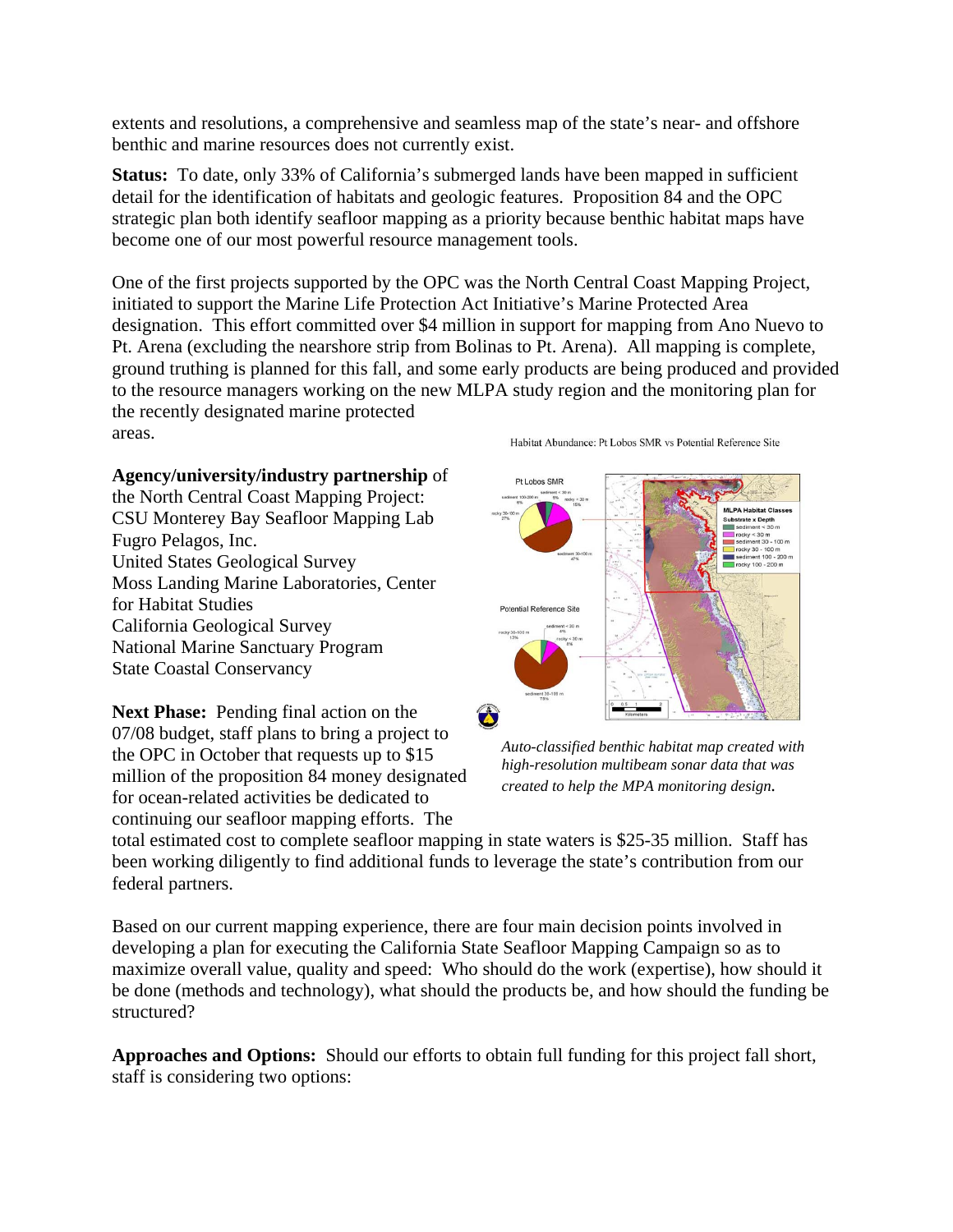extents and resolutions, a comprehensive and seamless map of the state's near- and offshore benthic and marine resources does not currently exist.

**Status:** To date, only 33% of California's submerged lands have been mapped in sufficient detail for the identification of habitats and geologic features. Proposition 84 and the OPC strategic plan both identify seafloor mapping as a priority because benthic habitat maps have become one of our most powerful resource management tools.

One of the first projects supported by the OPC was the North Central Coast Mapping Project, initiated to support the Marine Life Protection Act Initiative's Marine Protected Area designation. This effort committed over $4 million in support for mapping from Ano Nuevo to Pt. Arena (excluding the nearshore strip from Bolinas to Pt. Arena). All mapping is complete, ground truthing is planned for this fall, and some early products are being produced and provided to the resource managers working on the new MLPA study region and the monitoring plan for the recently designated marine protected areas.

**Agency/university/industry partnership** of the North Central Coast Mapping Project:
CSU Monterey Bay Seafloor Mapping Lab
Fugro Pelagos, Inc.
United States Geological Survey
Moss Landing Marine Laboratories, Center for Habitat Studies
California Geological Survey
National Marine Sanctuary Program
State Coastal Conservancy

*Auto-classified benthic habitat map created with high-resolution multibeam sonar data that was created to help the MPA monitoring design.*

**Next Phase:** Pending final action on the 07/08 budget, staff plans to bring a project to the OPC in October that requests up to $15 million of the proposition 84 money designated for ocean-related activities be dedicated to continuing our seafloor mapping efforts. The total estimated cost to complete seafloor mapping in state waters is $25-35 million. Staff has been working diligently to find additional funds to leverage the state's contribution from our federal partners.

Based on our current mapping experience, there are four main decision points involved in developing a plan for executing the California State Seafloor Mapping Campaign so as to maximize overall value, quality and speed: Who should do the work (expertise), how should it be done (methods and technology), what should the products be, and how should the funding be structured?

**Approaches and Options:** Should our efforts to obtain full funding for this project fall short, staff is considering two options: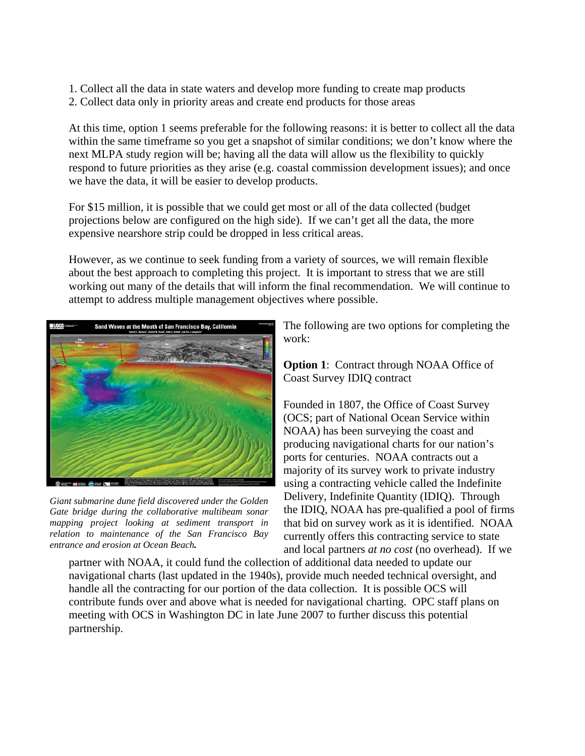1. Collect all the data in state waters and develop more funding to create map products
2. Collect data only in priority areas and create end products for those areas

At this time, option 1 seems preferable for the following reasons: it is better to collect all the data within the same timeframe so you get a snapshot of similar conditions; we don't know where the next MLPA study region will be; having all the data will allow us the flexibility to quickly respond to future priorities as they arise (e.g. coastal commission development issues); and once we have the data, it will be easier to develop products.

For $15 million, it is possible that we could get most or all of the data collected (budget projections below are configured on the high side). If we can't get all the data, the more expensive nearshore strip could be dropped in less critical areas.

However, as we continue to seek funding from a variety of sources, we will remain flexible about the best approach to completing this project. It is important to stress that we are still working out many of the details that will inform the final recommendation. We will continue to attempt to address multiple management objectives where possible.

*Giant submarine dune field discovered under the Golden Gate bridge during the collaborative multibeam sonar mapping project looking at sediment transport in relation to maintenance of the San Francisco Bay entrance and erosion at Ocean Beach.*

The following are two options for completing the work:

**Option 1**: Contract through NOAA Office of Coast Survey IDIQ contract

Founded in 1807, the Office of Coast Survey (OCS; part of National Ocean Service within NOAA) has been surveying the coast and producing navigational charts for our nation's ports for centuries. NOAA contracts out a majority of its survey work to private industry using a contracting vehicle called the Indefinite Delivery, Indefinite Quantity (IDIQ). Through the IDIQ, NOAA has pre-qualified a pool of firms that bid on survey work as it is identified. NOAA currently offers this contracting service to state and local partners *at no cost* (no overhead). If we partner with NOAA, it could fund the collection of additional data needed to update our navigational charts (last updated in the 1940s), provide much needed technical oversight, and handle all the contracting for our portion of the data collection. It is possible OCS will contribute funds over and above what is needed for navigational charting. OPC staff plans on meeting with OCS in Washington DC in late June 2007 to further discuss this potential partnership.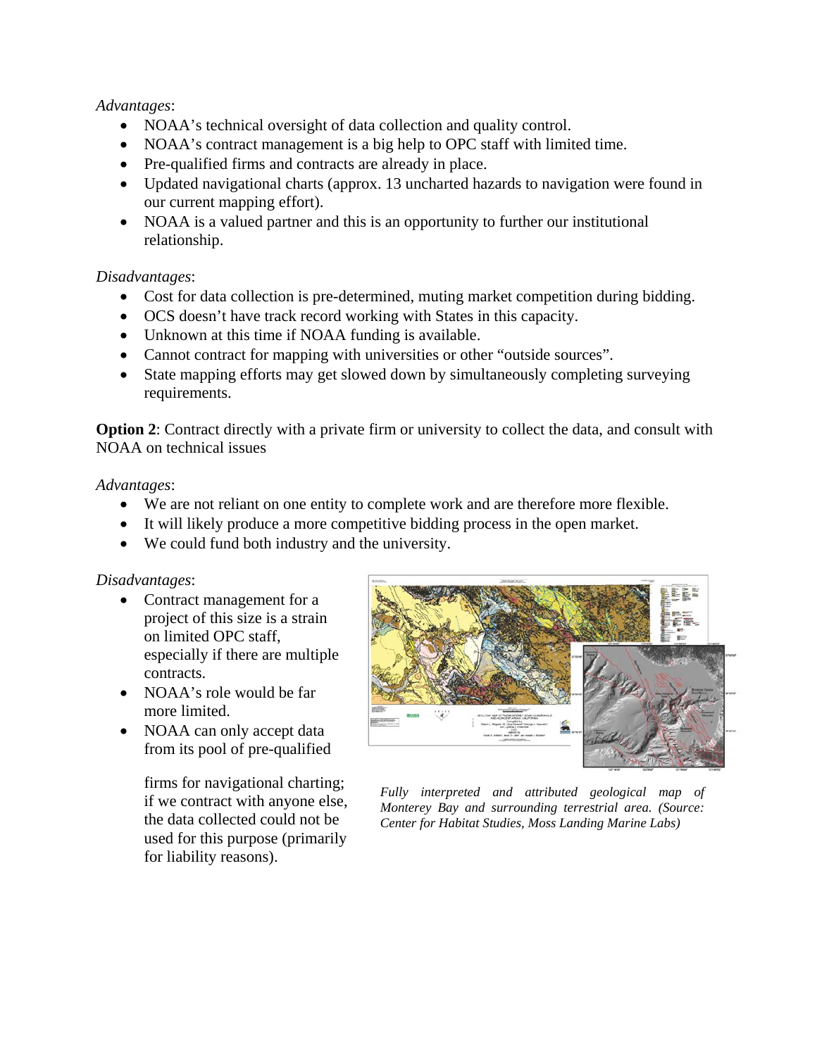*Advantages*:

- NOAA's technical oversight of data collection and quality control.
- NOAA's contract management is a big help to OPC staff with limited time.
- Pre-qualified firms and contracts are already in place.
- Updated navigational charts (approx. 13 uncharted hazards to navigation were found in our current mapping effort).
- NOAA is a valued partner and this is an opportunity to further our institutional relationship.

*Disadvantages*:

- Cost for data collection is pre-determined, muting market competition during bidding.
- OCS doesn't have track record working with States in this capacity.
- Unknown at this time if NOAA funding is available.
- Cannot contract for mapping with universities or other "outside sources".
- State mapping efforts may get slowed down by simultaneously completing surveying requirements.

**Option 2**: Contract directly with a private firm or university to collect the data, and consult with NOAA on technical issues

*Advantages*:

- We are not reliant on one entity to complete work and are therefore more flexible.
- It will likely produce a more competitive bidding process in the open market.
- We could fund both industry and the university.

*Disadvantages*:

- Contract management for a project of this size is a strain on limited OPC staff, especially if there are multiple contracts.
- NOAA's role would be far more limited.
- NOAA can only accept data from its pool of pre-qualified firms for navigational charting; if we contract with anyone else, the data collected could not be used for this purpose (primarily for liability reasons).

*Fully interpreted and attributed geological map of Monterey Bay and surrounding terrestrial area. (Source: Center for Habitat Studies, Moss Landing Marine Labs)*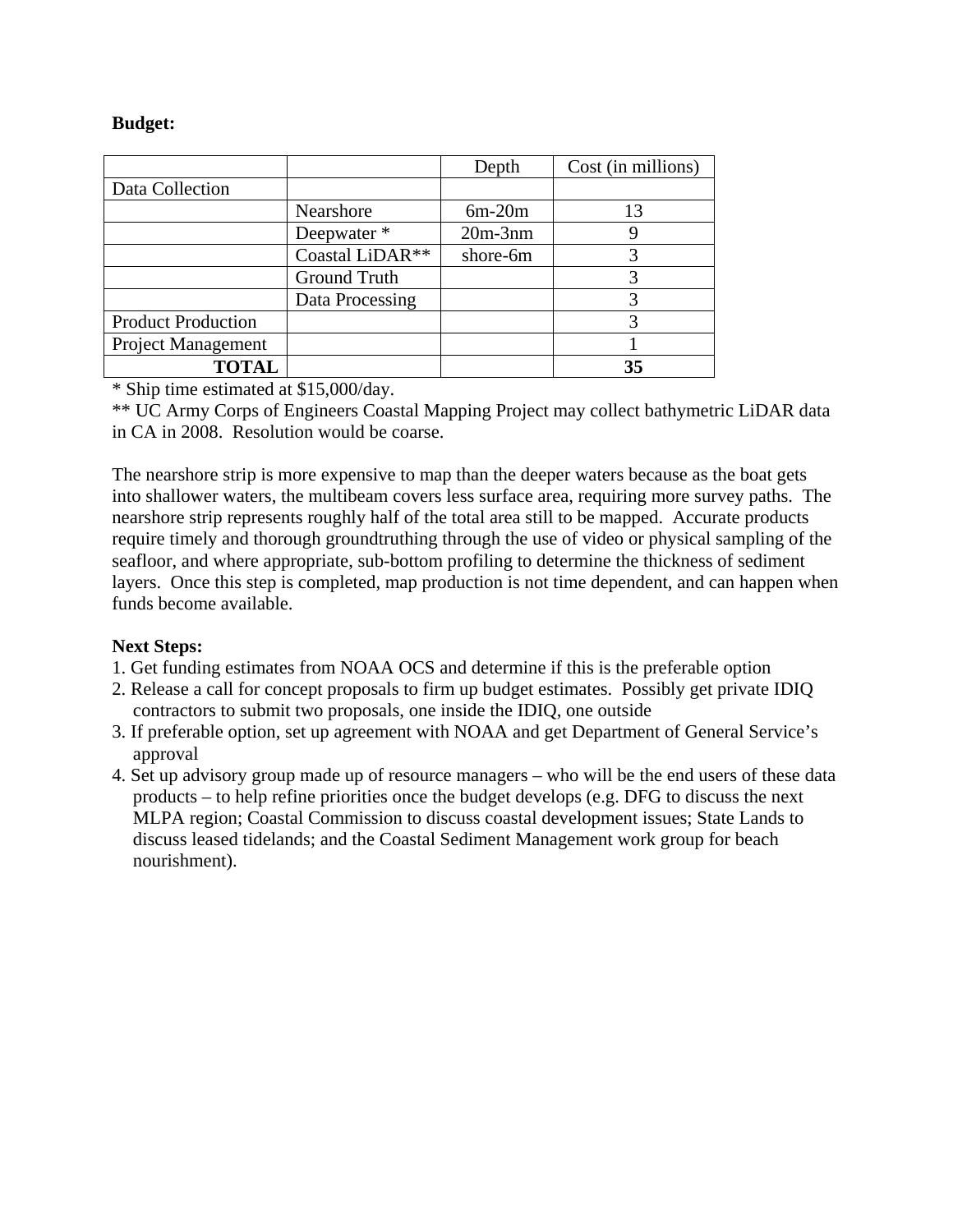**Budget:**

| | | Depth | Cost (in millions) |
|---|---|---|---|
| Data Collection | | | |
| | Nearshore | 6m-20m | 13 |
| | Deepwater * | 20m-3nm | 9 |
| | Coastal LiDAR** | shore-6m | 3 |
| | Ground Truth | | 3 |
| | Data Processing | | 3 |
| Product Production | | | 3 |
| Project Management | | | 1 |
| **TOTAL** | | | **35** |

* Ship time estimated at $15,000/day.

** UC Army Corps of Engineers Coastal Mapping Project may collect bathymetric LiDAR data in CA in 2008. Resolution would be coarse.

The nearshore strip is more expensive to map than the deeper waters because as the boat gets into shallower waters, the multibeam covers less surface area, requiring more survey paths. The nearshore strip represents roughly half of the total area still to be mapped. Accurate products require timely and thorough groundtruthing through the use of video or physical sampling of the seafloor, and where appropriate, sub-bottom profiling to determine the thickness of sediment layers. Once this step is completed, map production is not time dependent, and can happen when funds become available.

**Next Steps:**

1. Get funding estimates from NOAA OCS and determine if this is the preferable option
2. Release a call for concept proposals to firm up budget estimates. Possibly get private IDIQ contractors to submit two proposals, one inside the IDIQ, one outside
3. If preferable option, set up agreement with NOAA and get Department of General Service's approval
4. Set up advisory group made up of resource managers – who will be the end users of these data products – to help refine priorities once the budget develops (e.g. DFG to discuss the next MLPA region; Coastal Commission to discuss coastal development issues; State Lands to discuss leased tidelands; and the Coastal Sediment Management work group for beach nourishment).